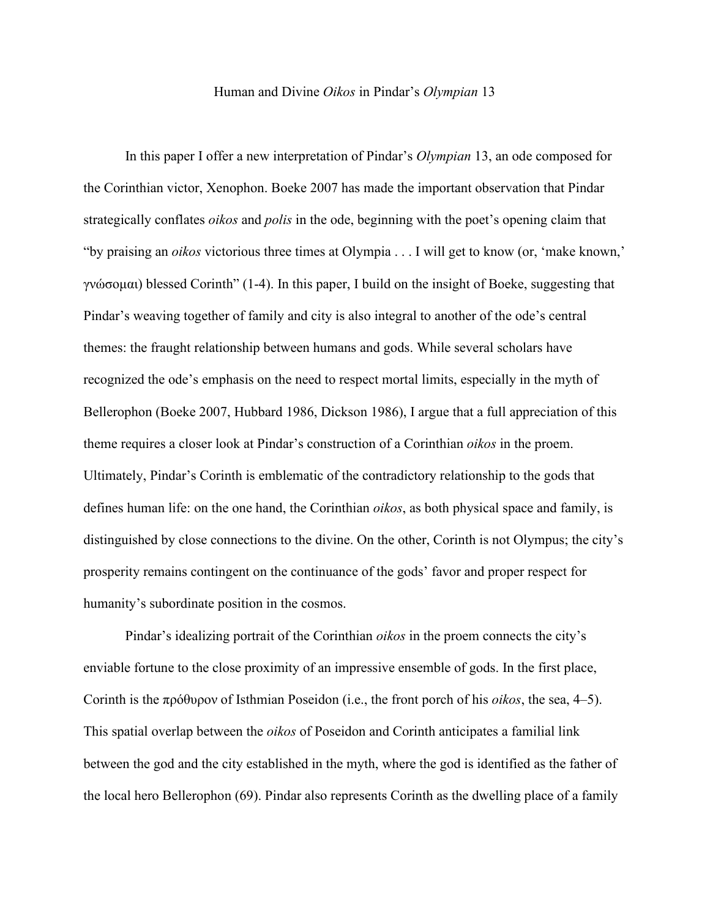# Human and Divine *Oikos* in Pindar's *Olympian* 13

In this paper I offer a new interpretation of Pindar's *Olympian* 13, an ode composed for the Corinthian victor, Xenophon. Boeke 2007 has made the important observation that Pindar strategically conflates *oikos* and *polis* in the ode, beginning with the poet's opening claim that "by praising an *oikos* victorious three times at Olympia . . . I will get to know (or, 'make known,' γνώσομαι) blessed Corinth" (1-4). In this paper, I build on the insight of Boeke, suggesting that Pindar's weaving together of family and city is also integral to another of the ode's central themes: the fraught relationship between humans and gods. While several scholars have recognized the ode's emphasis on the need to respect mortal limits, especially in the myth of Bellerophon (Boeke 2007, Hubbard 1986, Dickson 1986), I argue that a full appreciation of this theme requires a closer look at Pindar's construction of a Corinthian *oikos* in the proem. Ultimately, Pindar's Corinth is emblematic of the contradictory relationship to the gods that defines human life: on the one hand, the Corinthian *oikos*, as both physical space and family, is distinguished by close connections to the divine. On the other, Corinth is not Olympus; the city's prosperity remains contingent on the continuance of the gods' favor and proper respect for humanity's subordinate position in the cosmos.

Pindar's idealizing portrait of the Corinthian *oikos* in the proem connects the city's enviable fortune to the close proximity of an impressive ensemble of gods. In the first place, Corinth is the πρόθυρον of Isthmian Poseidon (i.e., the front porch of his *oikos*, the sea, 4–5). This spatial overlap between the *oikos* of Poseidon and Corinth anticipates a familial link between the god and the city established in the myth, where the god is identified as the father of the local hero Bellerophon (69). Pindar also represents Corinth as the dwelling place of a family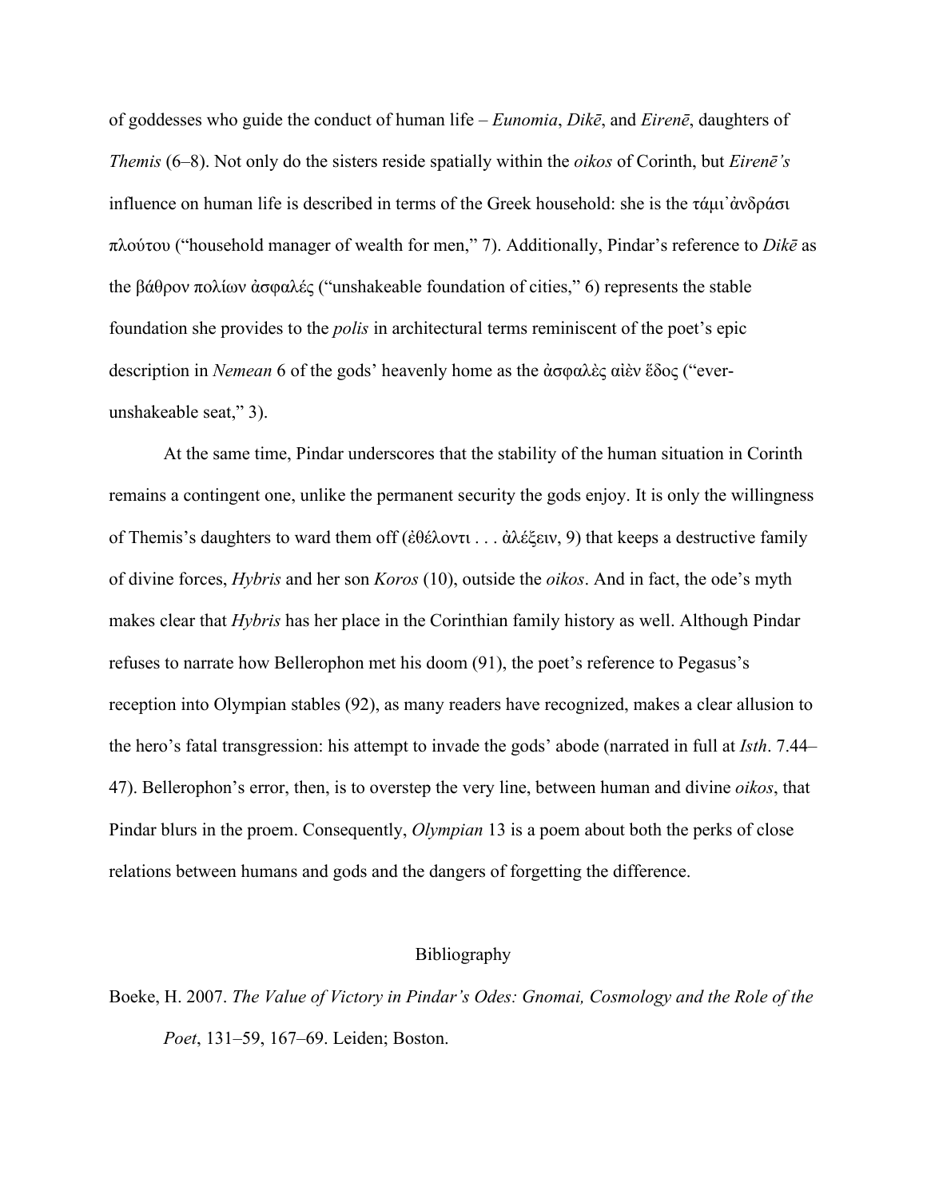of goddesses who guide the conduct of human life – *Eunomia*, *Dikē*, and *Eirenē*, daughters of *Themis* (6–8). Not only do the sisters reside spatially within the *oikos* of Corinth, but *Eirenē's* influence on human life is described in terms of the Greek household: she is the τάμι᾽ ἀνδράσι πλούτου ("household manager of wealth for men," 7). Additionally, Pindar's reference to *Dikē* as the βάθρον πολίων ἀσφαλές ("unshakeable foundation of cities," 6) represents the stable foundation she provides to the *polis* in architectural terms reminiscent of the poet's epic description in *Nemean* 6 of the gods' heavenly home as the ἀσφαλὲς αἰὲν ἕδος ("ever-unshakeable seat," 3).

At the same time, Pindar underscores that the stability of the human situation in Corinth remains a contingent one, unlike the permanent security the gods enjoy. It is only the willingness of Themis's daughters to ward them off (ἐθέλοντι . . . ἀλέξειν, 9) that keeps a destructive family of divine forces, *Hybris* and her son *Koros* (10), outside the *oikos*. And in fact, the ode's myth makes clear that *Hybris* has her place in the Corinthian family history as well. Although Pindar refuses to narrate how Bellerophon met his doom (91), the poet's reference to Pegasus's reception into Olympian stables (92), as many readers have recognized, makes a clear allusion to the hero's fatal transgression: his attempt to invade the gods' abode (narrated in full at *Isth*. 7.44–47). Bellerophon's error, then, is to overstep the very line, between human and divine *oikos*, that Pindar blurs in the proem. Consequently, *Olympian* 13 is a poem about both the perks of close relations between humans and gods and the dangers of forgetting the difference.

## Bibliography

Boeke, H. 2007. *The Value of Victory in Pindar's Odes: Gnomai, Cosmology and the Role of the Poet*, 131–59, 167–69. Leiden; Boston.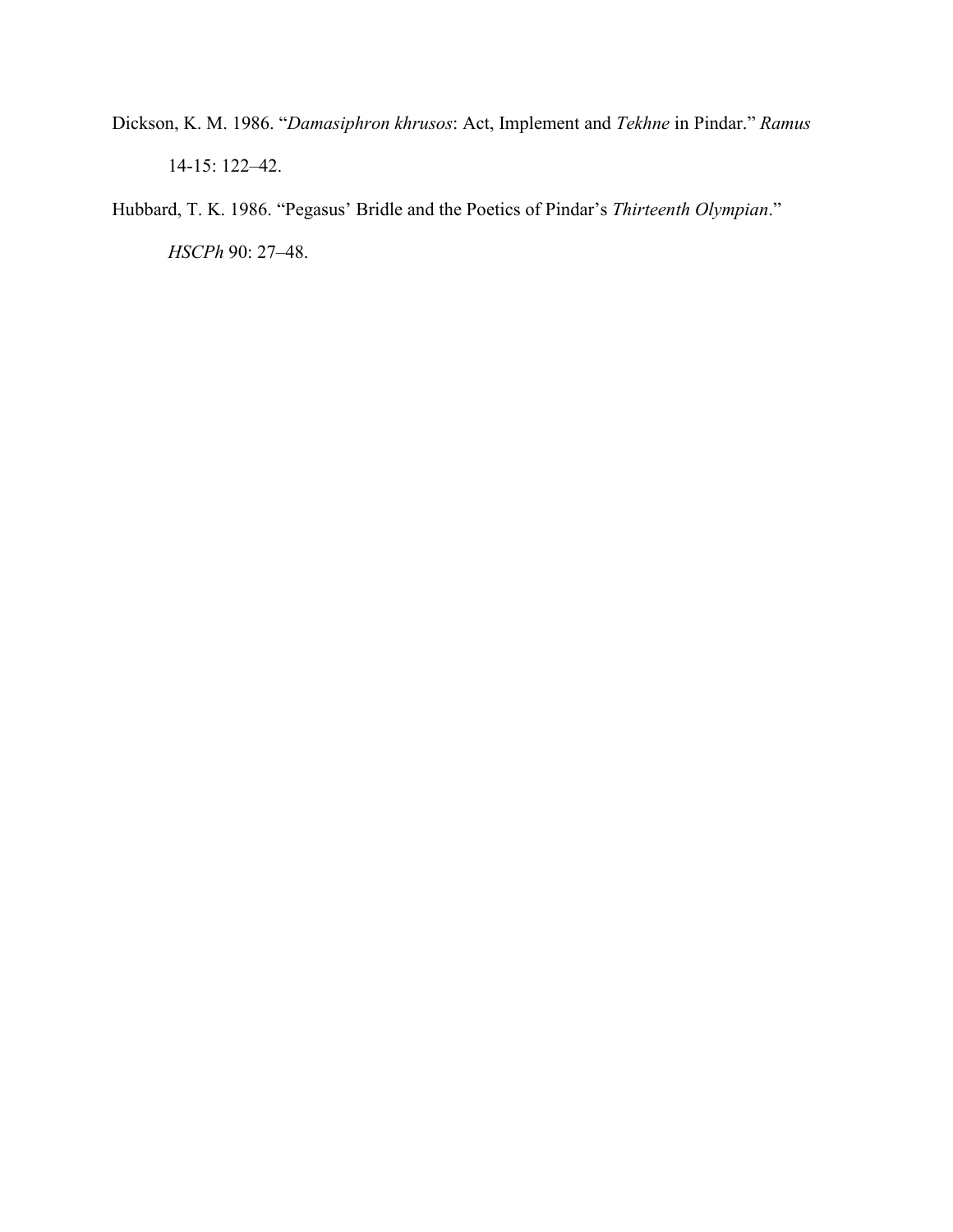Dickson, K. M. 1986. "*Damasiphron khrusos*: Act, Implement and *Tekhne* in Pindar." *Ramus* 14-15: 122–42.

Hubbard, T. K. 1986. "Pegasus' Bridle and the Poetics of Pindar's *Thirteenth Olympian*." *HSCPh* 90: 27–48.